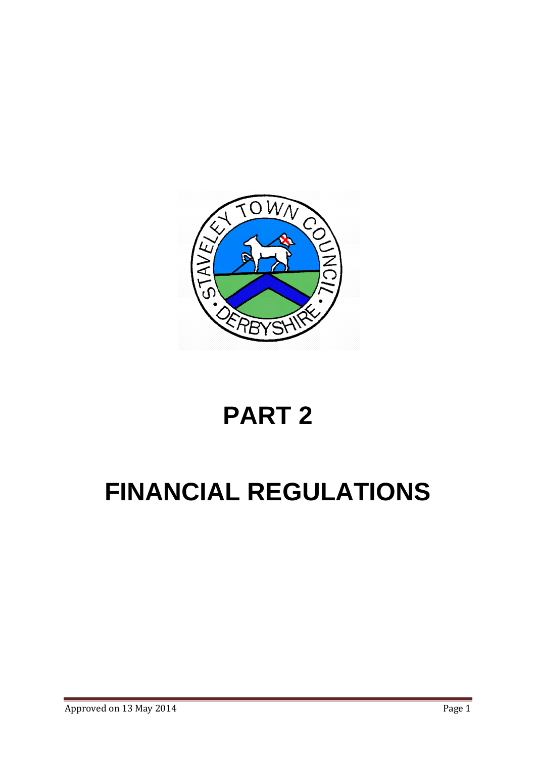# PART 2

# FINANCIAL REGULATIONS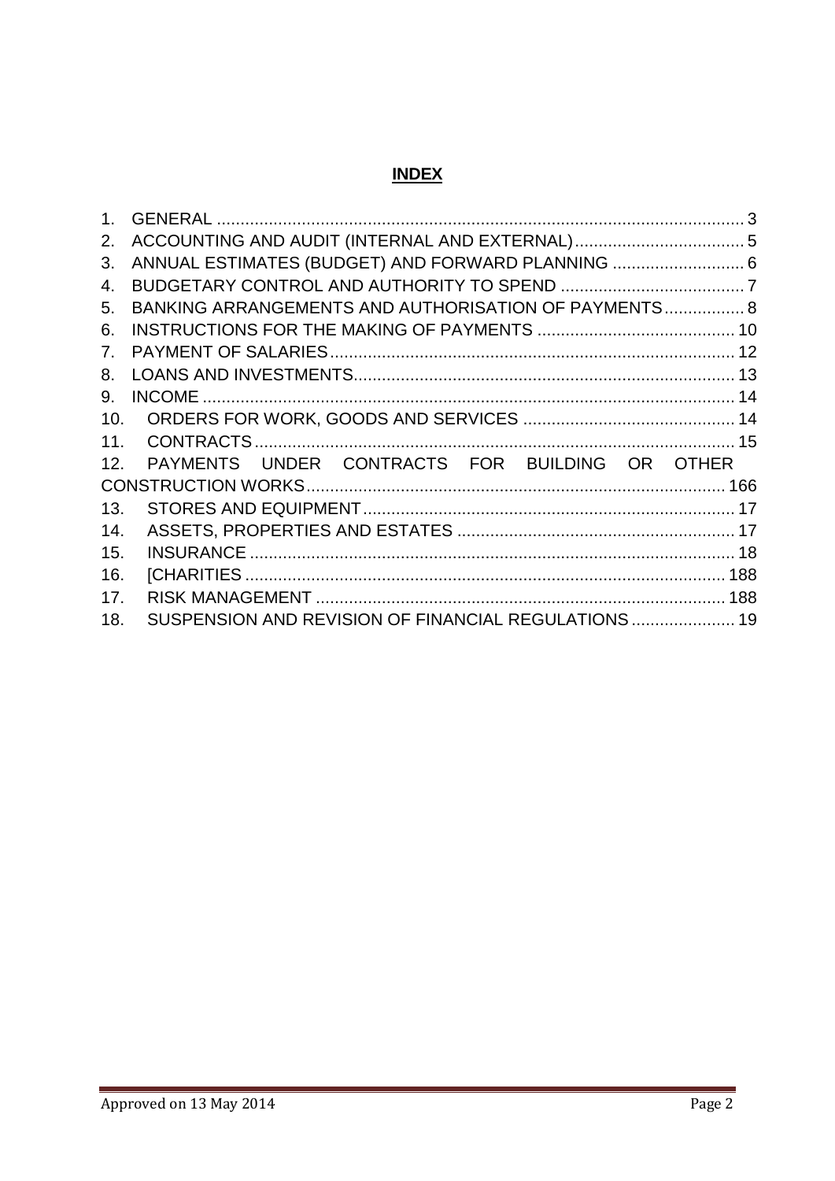# INDEX

1. GENERAL ........................................................................................................... 3
2. ACCOUNTING AND AUDIT (INTERNAL AND EXTERNAL) .................................... 5
3. ANNUAL ESTIMATES (BUDGET) AND FORWARD PLANNING ............................ 6
4. BUDGETARY CONTROL AND AUTHORITY TO SPEND ....................................... 7
5. BANKING ARRANGEMENTS AND AUTHORISATION OF PAYMENTS ................. 8
6. INSTRUCTIONS FOR THE MAKING OF PAYMENTS .......................................... 10
7. PAYMENT OF SALARIES ..................................................................................... 12
8. LOANS AND INVESTMENTS ................................................................................ 13
9. INCOME ............................................................................................................... 14
10. ORDERS FOR WORK, GOODS AND SERVICES ............................................. 14
11. CONTRACTS ..................................................................................................... 15
12. PAYMENTS UNDER CONTRACTS FOR BUILDING OR OTHER CONSTRUCTION WORKS ......................................................................................... 166
13. STORES AND EQUIPMENT .............................................................................. 17
14. ASSETS, PROPERTIES AND ESTATES ........................................................... 17
15. INSURANCE ...................................................................................................... 18
16. [CHARITIES ...................................................................................................... 188
17. RISK MANAGEMENT ....................................................................................... 188
18. SUSPENSION AND REVISION OF FINANCIAL REGULATIONS ...................... 19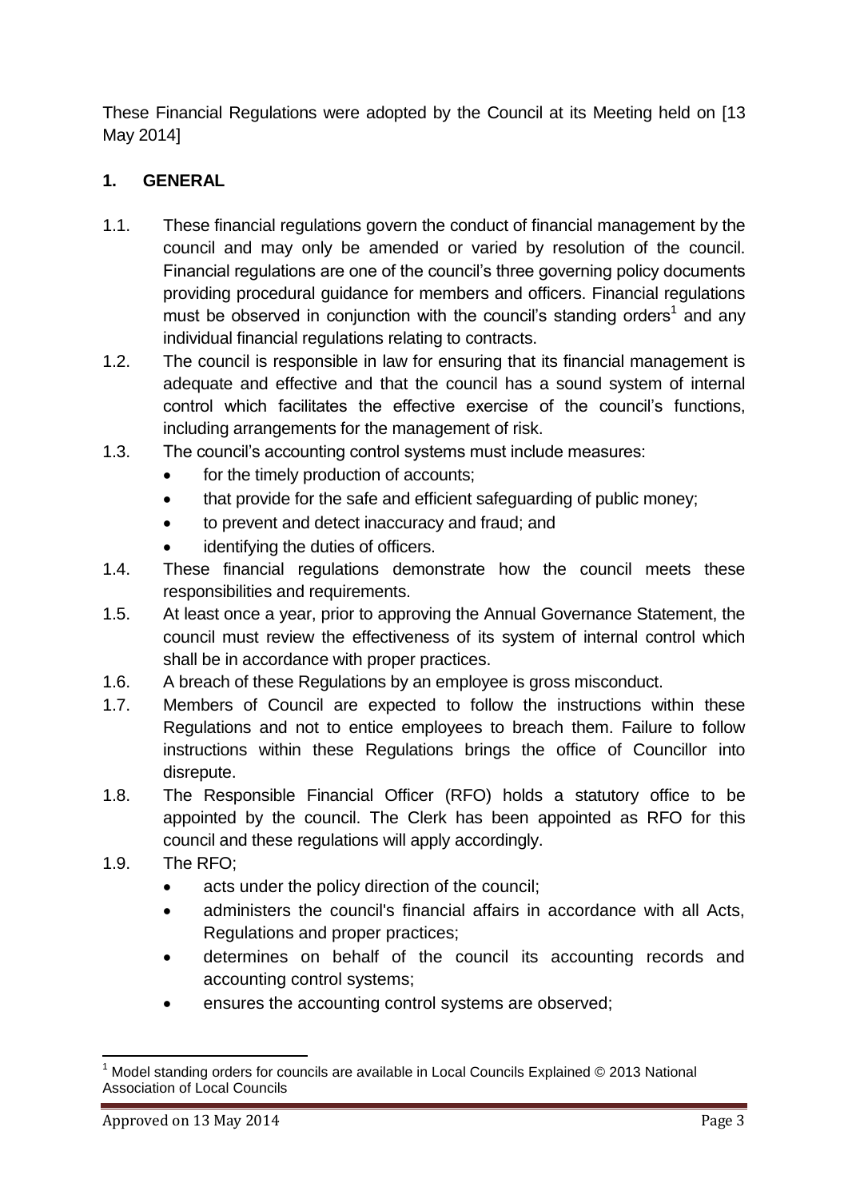These Financial Regulations were adopted by the Council at its Meeting held on [13 May 2014]

## 1. GENERAL

1.1. These financial regulations govern the conduct of financial management by the council and may only be amended or varied by resolution of the council. Financial regulations are one of the council's three governing policy documents providing procedural guidance for members and officers. Financial regulations must be observed in conjunction with the council's standing orders[1] and any individual financial regulations relating to contracts.

1.2. The council is responsible in law for ensuring that its financial management is adequate and effective and that the council has a sound system of internal control which facilitates the effective exercise of the council's functions, including arrangements for the management of risk.

1.3. The council's accounting control systems must include measures:

- for the timely production of accounts;
- that provide for the safe and efficient safeguarding of public money;
- to prevent and detect inaccuracy and fraud; and
- identifying the duties of officers.

1.4. These financial regulations demonstrate how the council meets these responsibilities and requirements.

1.5. At least once a year, prior to approving the Annual Governance Statement, the council must review the effectiveness of its system of internal control which shall be in accordance with proper practices.

1.6. A breach of these Regulations by an employee is gross misconduct.

1.7. Members of Council are expected to follow the instructions within these Regulations and not to entice employees to breach them. Failure to follow instructions within these Regulations brings the office of Councillor into disrepute.

1.8. The Responsible Financial Officer (RFO) holds a statutory office to be appointed by the council. The Clerk has been appointed as RFO for this council and these regulations will apply accordingly.

1.9. The RFO;

- acts under the policy direction of the council;
- administers the council's financial affairs in accordance with all Acts, Regulations and proper practices;
- determines on behalf of the council its accounting records and accounting control systems;
- ensures the accounting control systems are observed;

[1] Model standing orders for councils are available in Local Councils Explained © 2013 National Association of Local Councils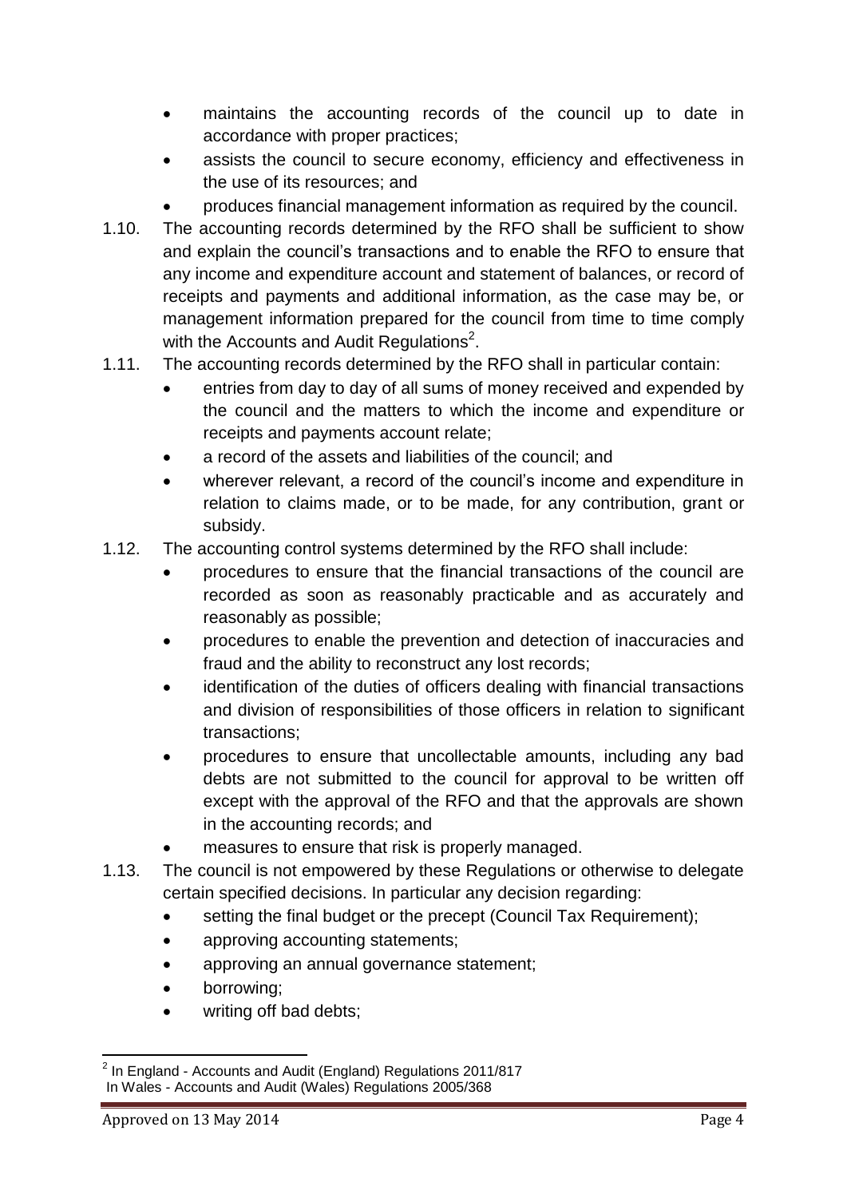- maintains the accounting records of the council up to date in accordance with proper practices;
- assists the council to secure economy, efficiency and effectiveness in the use of its resources; and
- produces financial management information as required by the council.

1.10. The accounting records determined by the RFO shall be sufficient to show and explain the council's transactions and to enable the RFO to ensure that any income and expenditure account and statement of balances, or record of receipts and payments and additional information, as the case may be, or management information prepared for the council from time to time comply with the Accounts and Audit Regulations[2].

1.11. The accounting records determined by the RFO shall in particular contain:

- entries from day to day of all sums of money received and expended by the council and the matters to which the income and expenditure or receipts and payments account relate;
- a record of the assets and liabilities of the council; and
- wherever relevant, a record of the council's income and expenditure in relation to claims made, or to be made, for any contribution, grant or subsidy.

1.12. The accounting control systems determined by the RFO shall include:

- procedures to ensure that the financial transactions of the council are recorded as soon as reasonably practicable and as accurately and reasonably as possible;
- procedures to enable the prevention and detection of inaccuracies and fraud and the ability to reconstruct any lost records;
- identification of the duties of officers dealing with financial transactions and division of responsibilities of those officers in relation to significant transactions;
- procedures to ensure that uncollectable amounts, including any bad debts are not submitted to the council for approval to be written off except with the approval of the RFO and that the approvals are shown in the accounting records; and
- measures to ensure that risk is properly managed.

1.13. The council is not empowered by these Regulations or otherwise to delegate certain specified decisions. In particular any decision regarding:

- setting the final budget or the precept (Council Tax Requirement);
- approving accounting statements;
- approving an annual governance statement;
- borrowing;
- writing off bad debts;

---

[2] In England - Accounts and Audit (England) Regulations 2011/817
In Wales - Accounts and Audit (Wales) Regulations 2005/368

Approved on 13 May 2014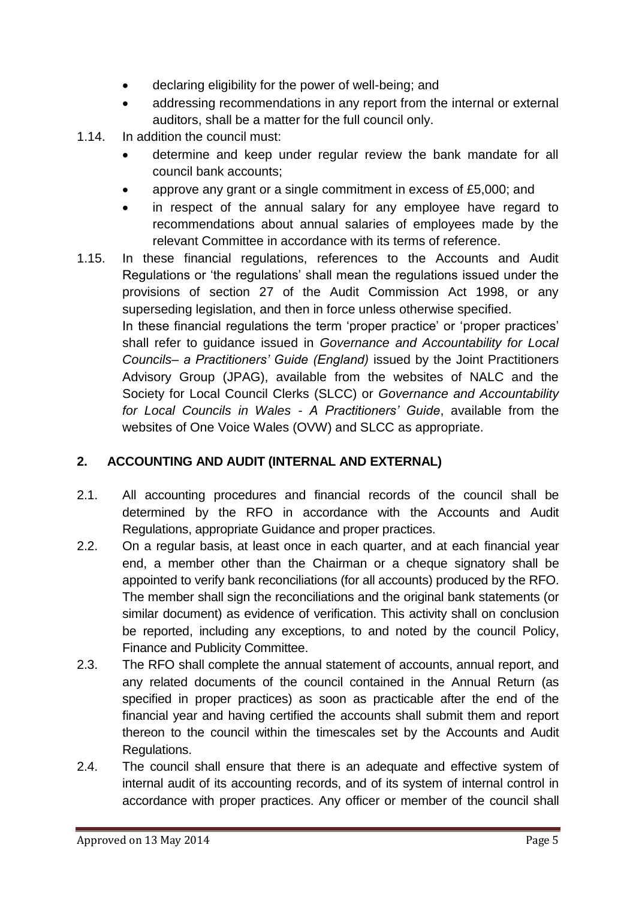- declaring eligibility for the power of well-being; and
- addressing recommendations in any report from the internal or external auditors, shall be a matter for the full council only.

1.14. In addition the council must:

- determine and keep under regular review the bank mandate for all council bank accounts;
- approve any grant or a single commitment in excess of £5,000; and
- in respect of the annual salary for any employee have regard to recommendations about annual salaries of employees made by the relevant Committee in accordance with its terms of reference.

1.15. In these financial regulations, references to the Accounts and Audit Regulations or 'the regulations' shall mean the regulations issued under the provisions of section 27 of the Audit Commission Act 1998, or any superseding legislation, and then in force unless otherwise specified.

In these financial regulations the term 'proper practice' or 'proper practices' shall refer to guidance issued in *Governance and Accountability for Local Councils– a Practitioners' Guide (England)* issued by the Joint Practitioners Advisory Group (JPAG), available from the websites of NALC and the Society for Local Council Clerks (SLCC) or *Governance and Accountability for Local Councils in Wales - A Practitioners' Guide*, available from the websites of One Voice Wales (OVW) and SLCC as appropriate.

## 2. ACCOUNTING AND AUDIT (INTERNAL AND EXTERNAL)

2.1. All accounting procedures and financial records of the council shall be determined by the RFO in accordance with the Accounts and Audit Regulations, appropriate Guidance and proper practices.

2.2. On a regular basis, at least once in each quarter, and at each financial year end, a member other than the Chairman or a cheque signatory shall be appointed to verify bank reconciliations (for all accounts) produced by the RFO. The member shall sign the reconciliations and the original bank statements (or similar document) as evidence of verification. This activity shall on conclusion be reported, including any exceptions, to and noted by the council Policy, Finance and Publicity Committee.

2.3. The RFO shall complete the annual statement of accounts, annual report, and any related documents of the council contained in the Annual Return (as specified in proper practices) as soon as practicable after the end of the financial year and having certified the accounts shall submit them and report thereon to the council within the timescales set by the Accounts and Audit Regulations.

2.4. The council shall ensure that there is an adequate and effective system of internal audit of its accounting records, and of its system of internal control in accordance with proper practices. Any officer or member of the council shall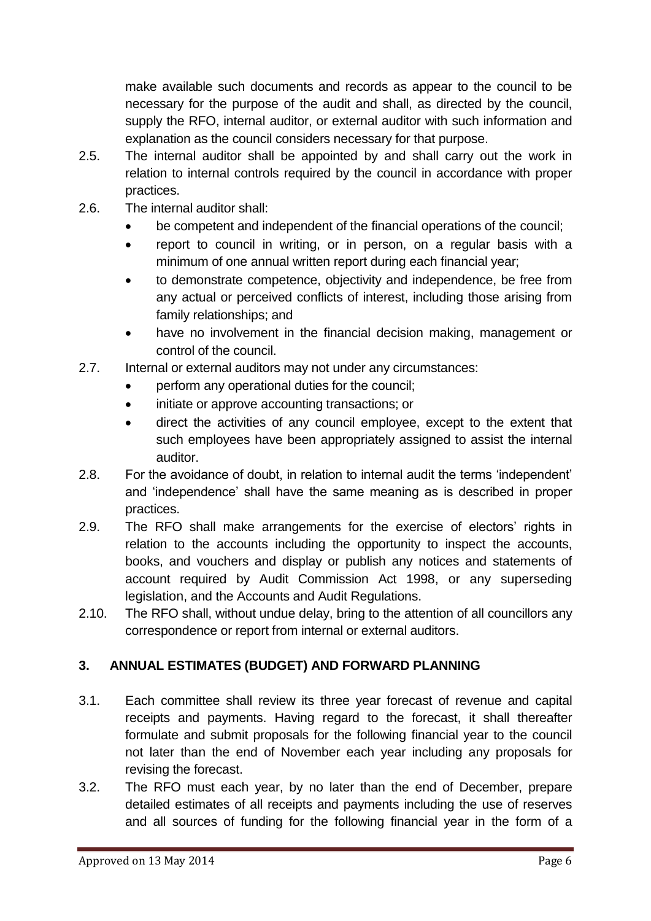make available such documents and records as appear to the council to be necessary for the purpose of the audit and shall, as directed by the council, supply the RFO, internal auditor, or external auditor with such information and explanation as the council considers necessary for that purpose.

2.5. The internal auditor shall be appointed by and shall carry out the work in relation to internal controls required by the council in accordance with proper practices.

2.6. The internal auditor shall:
   - be competent and independent of the financial operations of the council;
   - report to council in writing, or in person, on a regular basis with a minimum of one annual written report during each financial year;
   - to demonstrate competence, objectivity and independence, be free from any actual or perceived conflicts of interest, including those arising from family relationships; and
   - have no involvement in the financial decision making, management or control of the council.

2.7. Internal or external auditors may not under any circumstances:
   - perform any operational duties for the council;
   - initiate or approve accounting transactions; or
   - direct the activities of any council employee, except to the extent that such employees have been appropriately assigned to assist the internal auditor.

2.8. For the avoidance of doubt, in relation to internal audit the terms 'independent' and 'independence' shall have the same meaning as is described in proper practices.

2.9. The RFO shall make arrangements for the exercise of electors' rights in relation to the accounts including the opportunity to inspect the accounts, books, and vouchers and display or publish any notices and statements of account required by Audit Commission Act 1998, or any superseding legislation, and the Accounts and Audit Regulations.

2.10. The RFO shall, without undue delay, bring to the attention of all councillors any correspondence or report from internal or external auditors.

## 3. ANNUAL ESTIMATES (BUDGET) AND FORWARD PLANNING

3.1. Each committee shall review its three year forecast of revenue and capital receipts and payments. Having regard to the forecast, it shall thereafter formulate and submit proposals for the following financial year to the council not later than the end of November each year including any proposals for revising the forecast.

3.2. The RFO must each year, by no later than the end of December, prepare detailed estimates of all receipts and payments including the use of reserves and all sources of funding for the following financial year in the form of a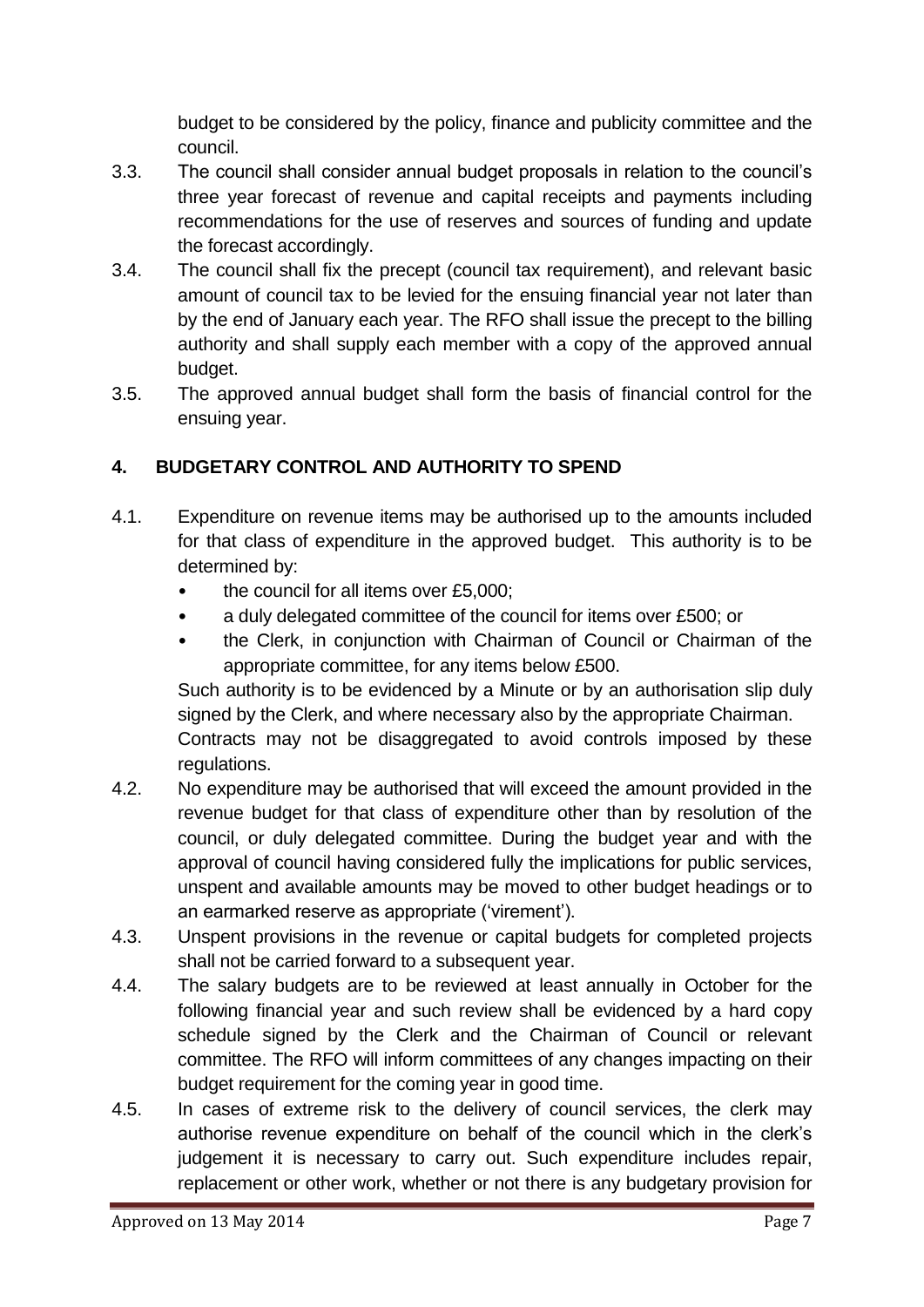budget to be considered by the policy, finance and publicity committee and the council.

3.3. The council shall consider annual budget proposals in relation to the council's three year forecast of revenue and capital receipts and payments including recommendations for the use of reserves and sources of funding and update the forecast accordingly.

3.4. The council shall fix the precept (council tax requirement), and relevant basic amount of council tax to be levied for the ensuing financial year not later than by the end of January each year. The RFO shall issue the precept to the billing authority and shall supply each member with a copy of the approved annual budget.

3.5. The approved annual budget shall form the basis of financial control for the ensuing year.

## 4. BUDGETARY CONTROL AND AUTHORITY TO SPEND

4.1. Expenditure on revenue items may be authorised up to the amounts included for that class of expenditure in the approved budget. This authority is to be determined by:

- the council for all items over £5,000;
- a duly delegated committee of the council for items over £500; or
- the Clerk, in conjunction with Chairman of Council or Chairman of the appropriate committee, for any items below £500.

Such authority is to be evidenced by a Minute or by an authorisation slip duly signed by the Clerk, and where necessary also by the appropriate Chairman.

Contracts may not be disaggregated to avoid controls imposed by these regulations.

4.2. No expenditure may be authorised that will exceed the amount provided in the revenue budget for that class of expenditure other than by resolution of the council, or duly delegated committee. During the budget year and with the approval of council having considered fully the implications for public services, unspent and available amounts may be moved to other budget headings or to an earmarked reserve as appropriate ('virement').

4.3. Unspent provisions in the revenue or capital budgets for completed projects shall not be carried forward to a subsequent year.

4.4. The salary budgets are to be reviewed at least annually in October for the following financial year and such review shall be evidenced by a hard copy schedule signed by the Clerk and the Chairman of Council or relevant committee. The RFO will inform committees of any changes impacting on their budget requirement for the coming year in good time.

4.5. In cases of extreme risk to the delivery of council services, the clerk may authorise revenue expenditure on behalf of the council which in the clerk's judgement it is necessary to carry out. Such expenditure includes repair, replacement or other work, whether or not there is any budgetary provision for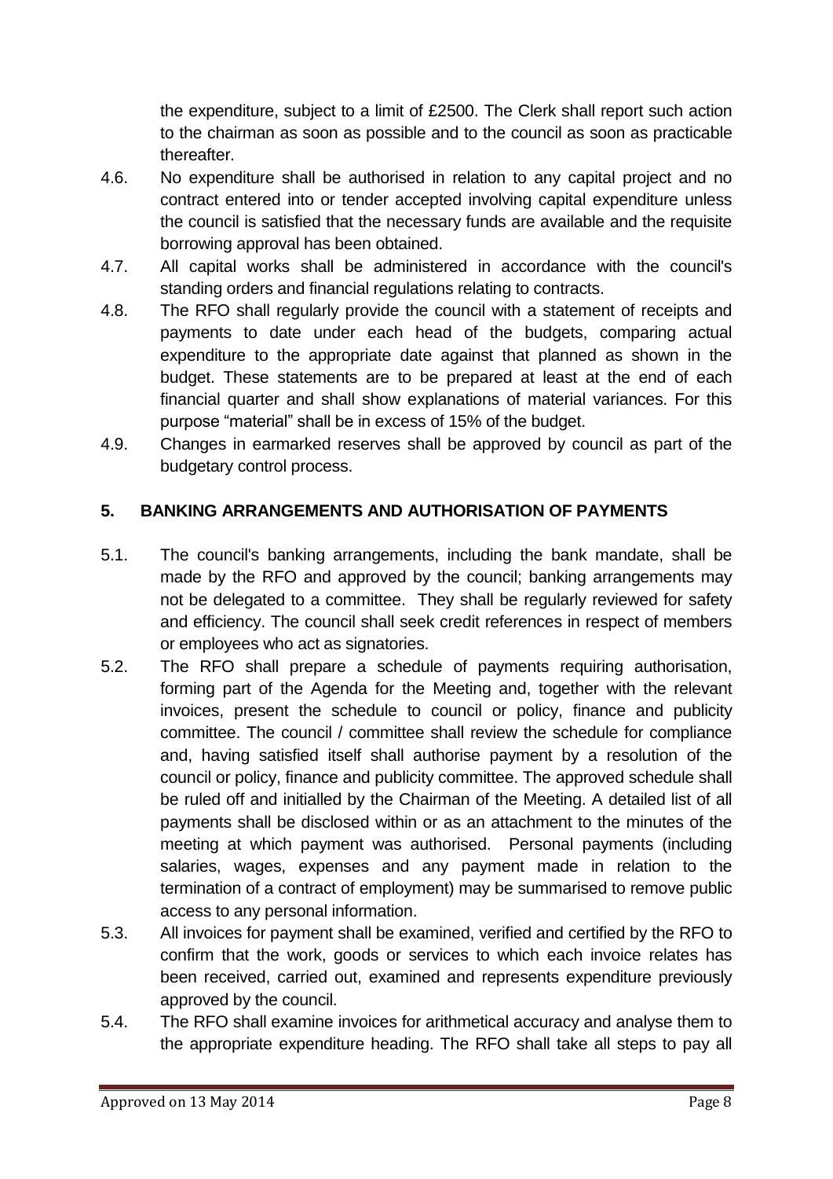the expenditure, subject to a limit of £2500. The Clerk shall report such action to the chairman as soon as possible and to the council as soon as practicable thereafter.

4.6. No expenditure shall be authorised in relation to any capital project and no contract entered into or tender accepted involving capital expenditure unless the council is satisfied that the necessary funds are available and the requisite borrowing approval has been obtained.

4.7. All capital works shall be administered in accordance with the council's standing orders and financial regulations relating to contracts.

4.8. The RFO shall regularly provide the council with a statement of receipts and payments to date under each head of the budgets, comparing actual expenditure to the appropriate date against that planned as shown in the budget. These statements are to be prepared at least at the end of each financial quarter and shall show explanations of material variances. For this purpose "material" shall be in excess of 15% of the budget.

4.9. Changes in earmarked reserves shall be approved by council as part of the budgetary control process.

## 5. BANKING ARRANGEMENTS AND AUTHORISATION OF PAYMENTS

5.1. The council's banking arrangements, including the bank mandate, shall be made by the RFO and approved by the council; banking arrangements may not be delegated to a committee. They shall be regularly reviewed for safety and efficiency. The council shall seek credit references in respect of members or employees who act as signatories.

5.2. The RFO shall prepare a schedule of payments requiring authorisation, forming part of the Agenda for the Meeting and, together with the relevant invoices, present the schedule to council or policy, finance and publicity committee. The council / committee shall review the schedule for compliance and, having satisfied itself shall authorise payment by a resolution of the council or policy, finance and publicity committee. The approved schedule shall be ruled off and initialled by the Chairman of the Meeting. A detailed list of all payments shall be disclosed within or as an attachment to the minutes of the meeting at which payment was authorised. Personal payments (including salaries, wages, expenses and any payment made in relation to the termination of a contract of employment) may be summarised to remove public access to any personal information.

5.3. All invoices for payment shall be examined, verified and certified by the RFO to confirm that the work, goods or services to which each invoice relates has been received, carried out, examined and represents expenditure previously approved by the council.

5.4. The RFO shall examine invoices for arithmetical accuracy and analyse them to the appropriate expenditure heading. The RFO shall take all steps to pay all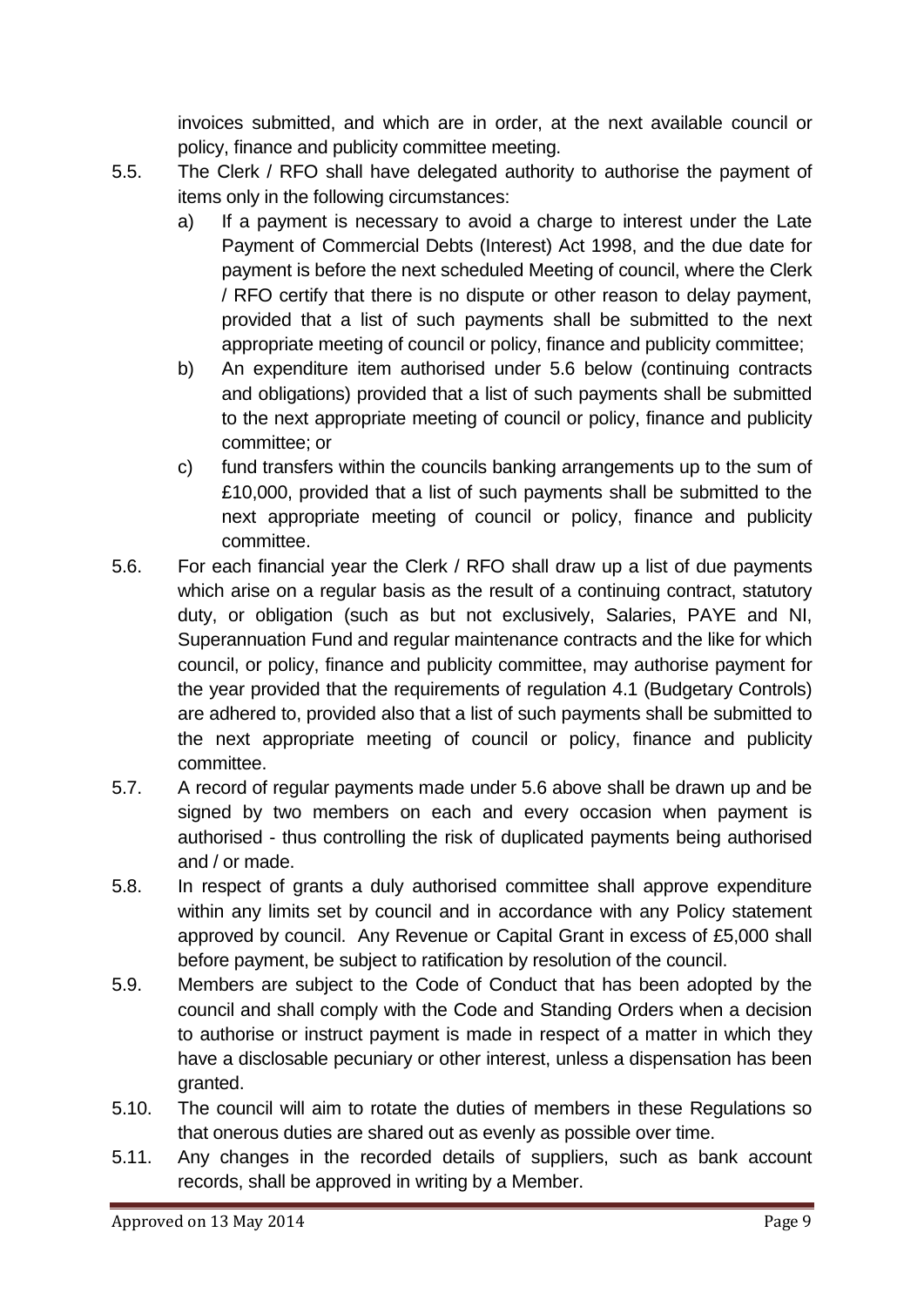invoices submitted, and which are in order, at the next available council or policy, finance and publicity committee meeting.

5.5. The Clerk / RFO shall have delegated authority to authorise the payment of items only in the following circumstances:

   a) If a payment is necessary to avoid a charge to interest under the Late Payment of Commercial Debts (Interest) Act 1998, and the due date for payment is before the next scheduled Meeting of council, where the Clerk / RFO certify that there is no dispute or other reason to delay payment, provided that a list of such payments shall be submitted to the next appropriate meeting of council or policy, finance and publicity committee;

   b) An expenditure item authorised under 5.6 below (continuing contracts and obligations) provided that a list of such payments shall be submitted to the next appropriate meeting of council or policy, finance and publicity committee; or

   c) fund transfers within the councils banking arrangements up to the sum of £10,000, provided that a list of such payments shall be submitted to the next appropriate meeting of council or policy, finance and publicity committee.

5.6. For each financial year the Clerk / RFO shall draw up a list of due payments which arise on a regular basis as the result of a continuing contract, statutory duty, or obligation (such as but not exclusively, Salaries, PAYE and NI, Superannuation Fund and regular maintenance contracts and the like for which council, or policy, finance and publicity committee, may authorise payment for the year provided that the requirements of regulation 4.1 (Budgetary Controls) are adhered to, provided also that a list of such payments shall be submitted to the next appropriate meeting of council or policy, finance and publicity committee.

5.7. A record of regular payments made under 5.6 above shall be drawn up and be signed by two members on each and every occasion when payment is authorised - thus controlling the risk of duplicated payments being authorised and / or made.

5.8. In respect of grants a duly authorised committee shall approve expenditure within any limits set by council and in accordance with any Policy statement approved by council. Any Revenue or Capital Grant in excess of £5,000 shall before payment, be subject to ratification by resolution of the council.

5.9. Members are subject to the Code of Conduct that has been adopted by the council and shall comply with the Code and Standing Orders when a decision to authorise or instruct payment is made in respect of a matter in which they have a disclosable pecuniary or other interest, unless a dispensation has been granted.

5.10. The council will aim to rotate the duties of members in these Regulations so that onerous duties are shared out as evenly as possible over time.

5.11. Any changes in the recorded details of suppliers, such as bank account records, shall be approved in writing by a Member.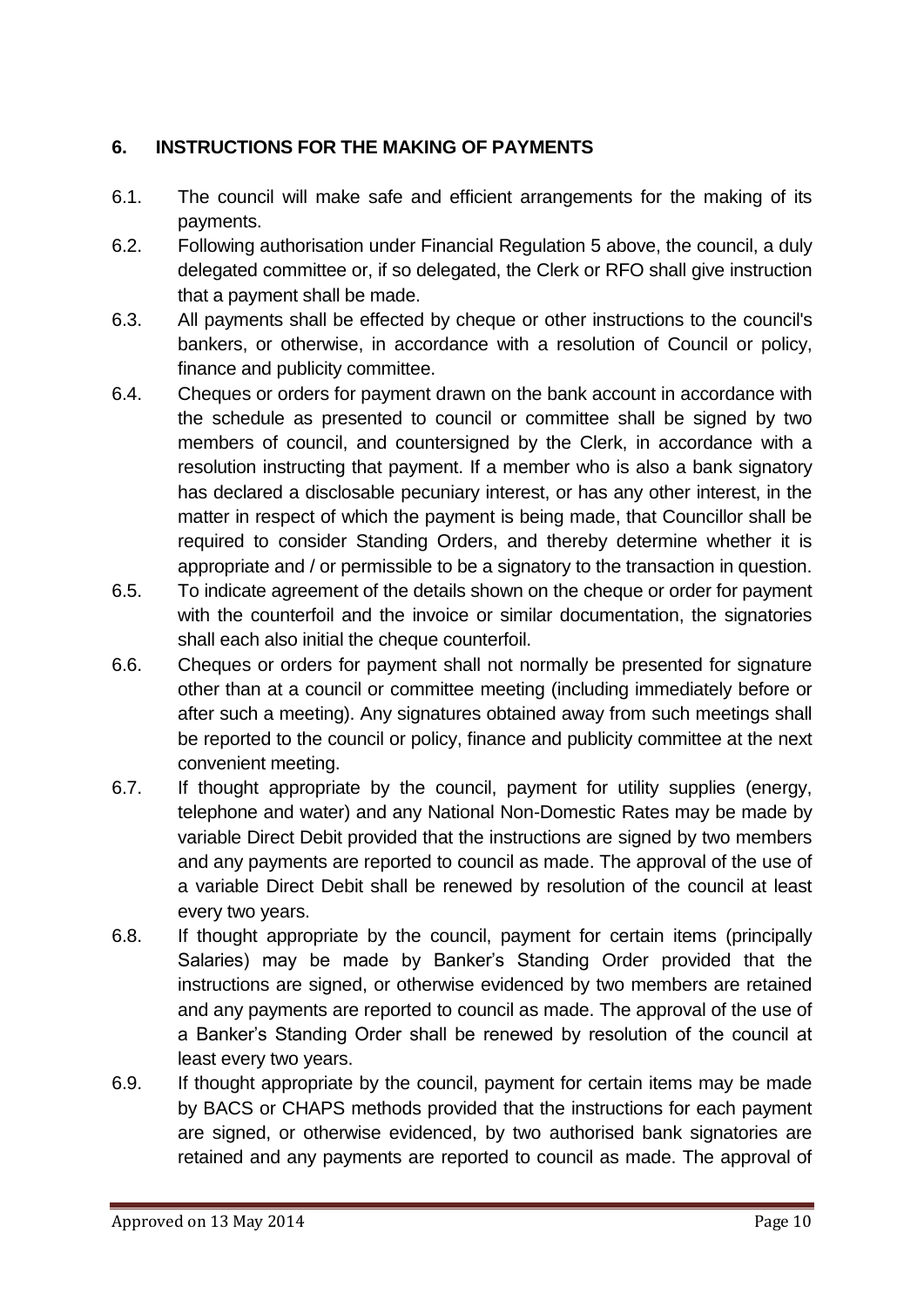### 6. INSTRUCTIONS FOR THE MAKING OF PAYMENTS

6.1. The council will make safe and efficient arrangements for the making of its payments.

6.2. Following authorisation under Financial Regulation 5 above, the council, a duly delegated committee or, if so delegated, the Clerk or RFO shall give instruction that a payment shall be made.

6.3. All payments shall be effected by cheque or other instructions to the council's bankers, or otherwise, in accordance with a resolution of Council or policy, finance and publicity committee.

6.4. Cheques or orders for payment drawn on the bank account in accordance with the schedule as presented to council or committee shall be signed by two members of council, and countersigned by the Clerk, in accordance with a resolution instructing that payment. If a member who is also a bank signatory has declared a disclosable pecuniary interest, or has any other interest, in the matter in respect of which the payment is being made, that Councillor shall be required to consider Standing Orders, and thereby determine whether it is appropriate and / or permissible to be a signatory to the transaction in question.

6.5. To indicate agreement of the details shown on the cheque or order for payment with the counterfoil and the invoice or similar documentation, the signatories shall each also initial the cheque counterfoil.

6.6. Cheques or orders for payment shall not normally be presented for signature other than at a council or committee meeting (including immediately before or after such a meeting). Any signatures obtained away from such meetings shall be reported to the council or policy, finance and publicity committee at the next convenient meeting.

6.7. If thought appropriate by the council, payment for utility supplies (energy, telephone and water) and any National Non-Domestic Rates may be made by variable Direct Debit provided that the instructions are signed by two members and any payments are reported to council as made. The approval of the use of a variable Direct Debit shall be renewed by resolution of the council at least every two years.

6.8. If thought appropriate by the council, payment for certain items (principally Salaries) may be made by Banker's Standing Order provided that the instructions are signed, or otherwise evidenced by two members are retained and any payments are reported to council as made. The approval of the use of a Banker's Standing Order shall be renewed by resolution of the council at least every two years.

6.9. If thought appropriate by the council, payment for certain items may be made by BACS or CHAPS methods provided that the instructions for each payment are signed, or otherwise evidenced, by two authorised bank signatories are retained and any payments are reported to council as made. The approval of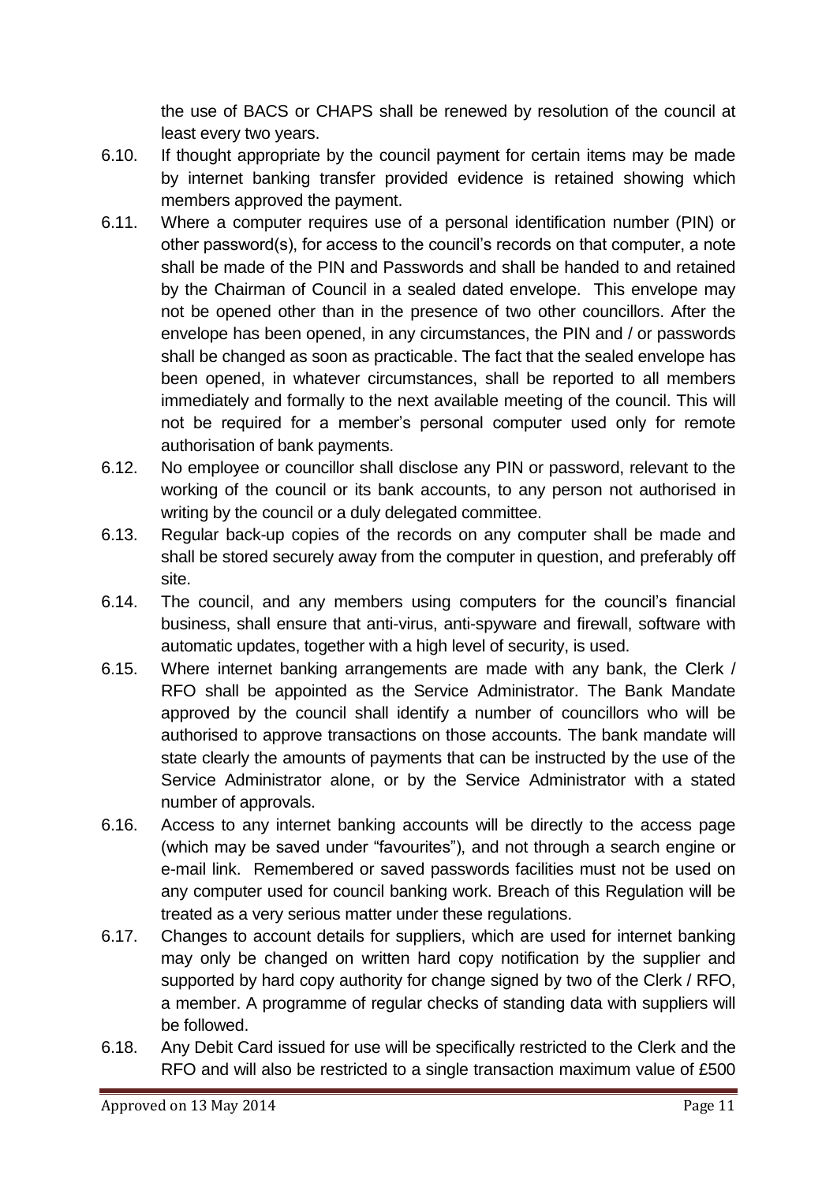the use of BACS or CHAPS shall be renewed by resolution of the council at least every two years.

6.10. If thought appropriate by the council payment for certain items may be made by internet banking transfer provided evidence is retained showing which members approved the payment.

6.11. Where a computer requires use of a personal identification number (PIN) or other password(s), for access to the council's records on that computer, a note shall be made of the PIN and Passwords and shall be handed to and retained by the Chairman of Council in a sealed dated envelope. This envelope may not be opened other than in the presence of two other councillors. After the envelope has been opened, in any circumstances, the PIN and / or passwords shall be changed as soon as practicable. The fact that the sealed envelope has been opened, in whatever circumstances, shall be reported to all members immediately and formally to the next available meeting of the council. This will not be required for a member's personal computer used only for remote authorisation of bank payments.

6.12. No employee or councillor shall disclose any PIN or password, relevant to the working of the council or its bank accounts, to any person not authorised in writing by the council or a duly delegated committee.

6.13. Regular back-up copies of the records on any computer shall be made and shall be stored securely away from the computer in question, and preferably off site.

6.14. The council, and any members using computers for the council's financial business, shall ensure that anti-virus, anti-spyware and firewall, software with automatic updates, together with a high level of security, is used.

6.15. Where internet banking arrangements are made with any bank, the Clerk / RFO shall be appointed as the Service Administrator. The Bank Mandate approved by the council shall identify a number of councillors who will be authorised to approve transactions on those accounts. The bank mandate will state clearly the amounts of payments that can be instructed by the use of the Service Administrator alone, or by the Service Administrator with a stated number of approvals.

6.16. Access to any internet banking accounts will be directly to the access page (which may be saved under "favourites"), and not through a search engine or e-mail link. Remembered or saved passwords facilities must not be used on any computer used for council banking work. Breach of this Regulation will be treated as a very serious matter under these regulations.

6.17. Changes to account details for suppliers, which are used for internet banking may only be changed on written hard copy notification by the supplier and supported by hard copy authority for change signed by two of the Clerk / RFO, a member. A programme of regular checks of standing data with suppliers will be followed.

6.18. Any Debit Card issued for use will be specifically restricted to the Clerk and the RFO and will also be restricted to a single transaction maximum value of £500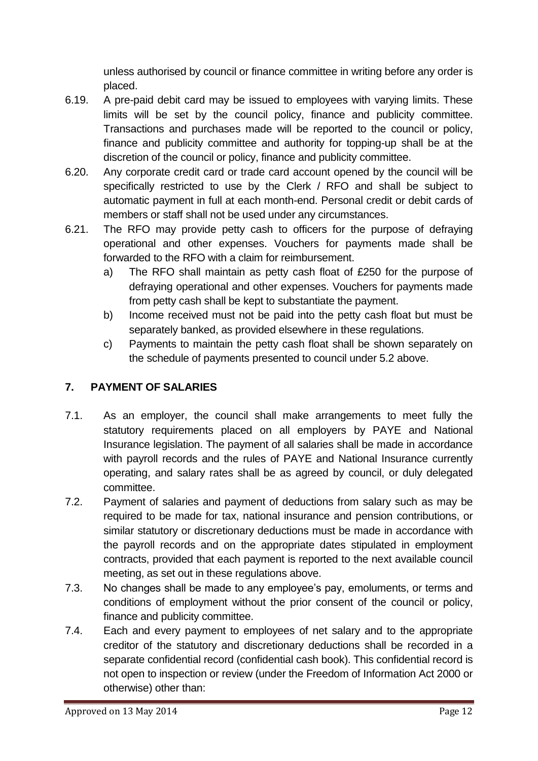unless authorised by council or finance committee in writing before any order is placed.

6.19. A pre-paid debit card may be issued to employees with varying limits. These limits will be set by the council policy, finance and publicity committee. Transactions and purchases made will be reported to the council or policy, finance and publicity committee and authority for topping-up shall be at the discretion of the council or policy, finance and publicity committee.

6.20. Any corporate credit card or trade card account opened by the council will be specifically restricted to use by the Clerk / RFO and shall be subject to automatic payment in full at each month-end. Personal credit or debit cards of members or staff shall not be used under any circumstances.

6.21. The RFO may provide petty cash to officers for the purpose of defraying operational and other expenses. Vouchers for payments made shall be forwarded to the RFO with a claim for reimbursement.

   a) The RFO shall maintain as petty cash float of £250 for the purpose of defraying operational and other expenses. Vouchers for payments made from petty cash shall be kept to substantiate the payment.

   b) Income received must not be paid into the petty cash float but must be separately banked, as provided elsewhere in these regulations.

   c) Payments to maintain the petty cash float shall be shown separately on the schedule of payments presented to council under 5.2 above.

## 7. PAYMENT OF SALARIES

7.1. As an employer, the council shall make arrangements to meet fully the statutory requirements placed on all employers by PAYE and National Insurance legislation. The payment of all salaries shall be made in accordance with payroll records and the rules of PAYE and National Insurance currently operating, and salary rates shall be as agreed by council, or duly delegated committee.

7.2. Payment of salaries and payment of deductions from salary such as may be required to be made for tax, national insurance and pension contributions, or similar statutory or discretionary deductions must be made in accordance with the payroll records and on the appropriate dates stipulated in employment contracts, provided that each payment is reported to the next available council meeting, as set out in these regulations above.

7.3. No changes shall be made to any employee's pay, emoluments, or terms and conditions of employment without the prior consent of the council or policy, finance and publicity committee.

7.4. Each and every payment to employees of net salary and to the appropriate creditor of the statutory and discretionary deductions shall be recorded in a separate confidential record (confidential cash book). This confidential record is not open to inspection or review (under the Freedom of Information Act 2000 or otherwise) other than: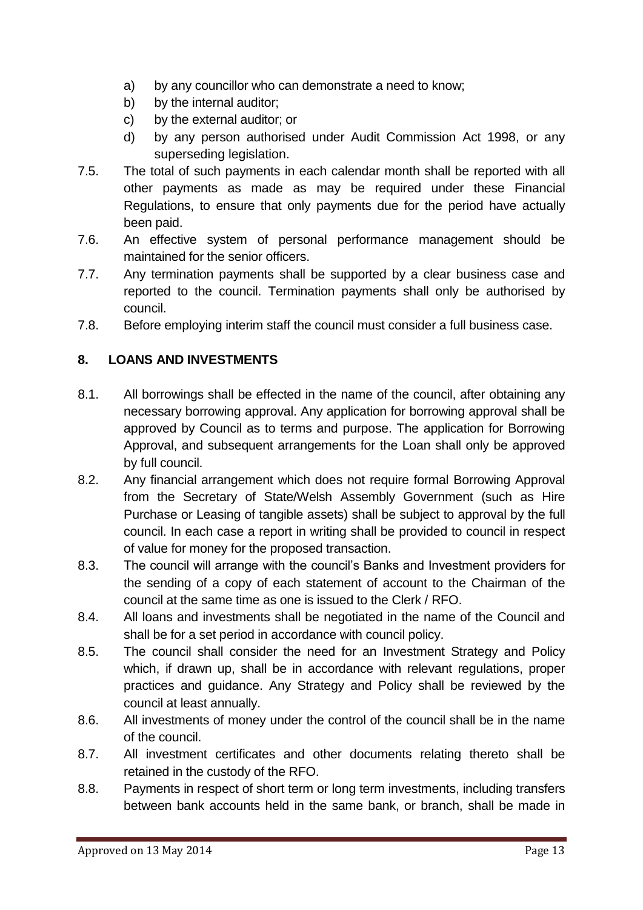a) by any councillor who can demonstrate a need to know;
b) by the internal auditor;
c) by the external auditor; or
d) by any person authorised under Audit Commission Act 1998, or any superseding legislation.

7.5. The total of such payments in each calendar month shall be reported with all other payments as made as may be required under these Financial Regulations, to ensure that only payments due for the period have actually been paid.

7.6. An effective system of personal performance management should be maintained for the senior officers.

7.7. Any termination payments shall be supported by a clear business case and reported to the council. Termination payments shall only be authorised by council.

7.8. Before employing interim staff the council must consider a full business case.

## 8. LOANS AND INVESTMENTS

8.1. All borrowings shall be effected in the name of the council, after obtaining any necessary borrowing approval. Any application for borrowing approval shall be approved by Council as to terms and purpose. The application for Borrowing Approval, and subsequent arrangements for the Loan shall only be approved by full council.

8.2. Any financial arrangement which does not require formal Borrowing Approval from the Secretary of State/Welsh Assembly Government (such as Hire Purchase or Leasing of tangible assets) shall be subject to approval by the full council. In each case a report in writing shall be provided to council in respect of value for money for the proposed transaction.

8.3. The council will arrange with the council's Banks and Investment providers for the sending of a copy of each statement of account to the Chairman of the council at the same time as one is issued to the Clerk / RFO.

8.4. All loans and investments shall be negotiated in the name of the Council and shall be for a set period in accordance with council policy.

8.5. The council shall consider the need for an Investment Strategy and Policy which, if drawn up, shall be in accordance with relevant regulations, proper practices and guidance. Any Strategy and Policy shall be reviewed by the council at least annually.

8.6. All investments of money under the control of the council shall be in the name of the council.

8.7. All investment certificates and other documents relating thereto shall be retained in the custody of the RFO.

8.8. Payments in respect of short term or long term investments, including transfers between bank accounts held in the same bank, or branch, shall be made in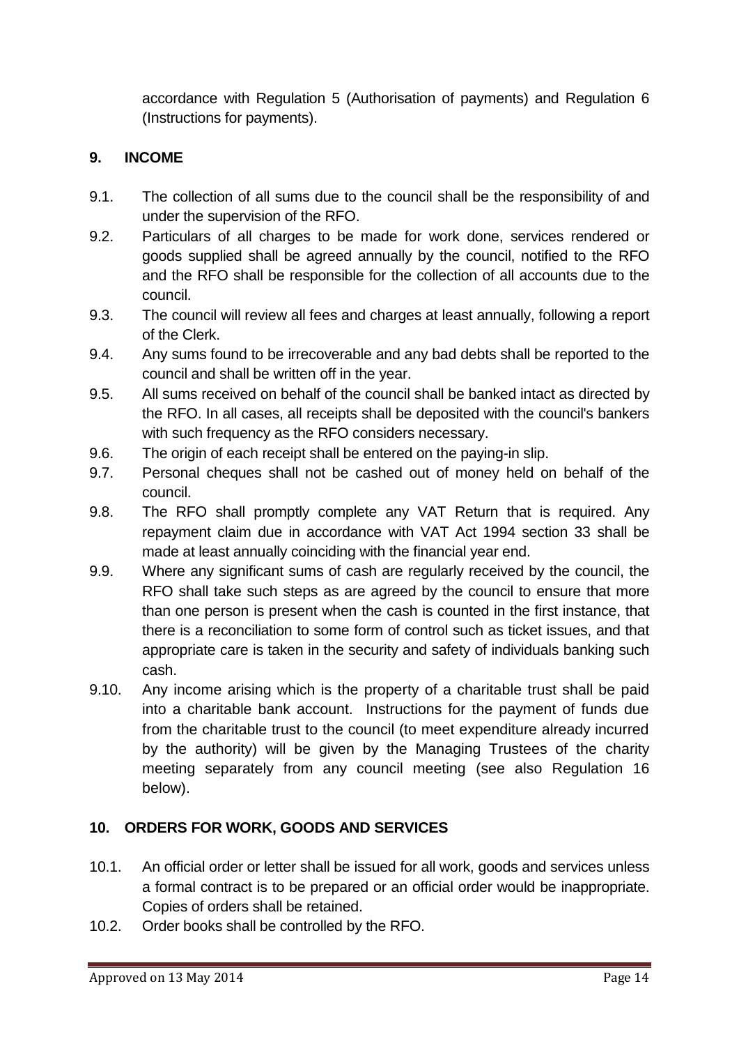accordance with Regulation 5 (Authorisation of payments) and Regulation 6 (Instructions for payments).

## 9. INCOME

9.1. The collection of all sums due to the council shall be the responsibility of and under the supervision of the RFO.

9.2. Particulars of all charges to be made for work done, services rendered or goods supplied shall be agreed annually by the council, notified to the RFO and the RFO shall be responsible for the collection of all accounts due to the council.

9.3. The council will review all fees and charges at least annually, following a report of the Clerk.

9.4. Any sums found to be irrecoverable and any bad debts shall be reported to the council and shall be written off in the year.

9.5. All sums received on behalf of the council shall be banked intact as directed by the RFO. In all cases, all receipts shall be deposited with the council's bankers with such frequency as the RFO considers necessary.

9.6. The origin of each receipt shall be entered on the paying-in slip.

9.7. Personal cheques shall not be cashed out of money held on behalf of the council.

9.8. The RFO shall promptly complete any VAT Return that is required. Any repayment claim due in accordance with VAT Act 1994 section 33 shall be made at least annually coinciding with the financial year end.

9.9. Where any significant sums of cash are regularly received by the council, the RFO shall take such steps as are agreed by the council to ensure that more than one person is present when the cash is counted in the first instance, that there is a reconciliation to some form of control such as ticket issues, and that appropriate care is taken in the security and safety of individuals banking such cash.

9.10. Any income arising which is the property of a charitable trust shall be paid into a charitable bank account. Instructions for the payment of funds due from the charitable trust to the council (to meet expenditure already incurred by the authority) will be given by the Managing Trustees of the charity meeting separately from any council meeting (see also Regulation 16 below).

## 10. ORDERS FOR WORK, GOODS AND SERVICES

10.1. An official order or letter shall be issued for all work, goods and services unless a formal contract is to be prepared or an official order would be inappropriate. Copies of orders shall be retained.

10.2. Order books shall be controlled by the RFO.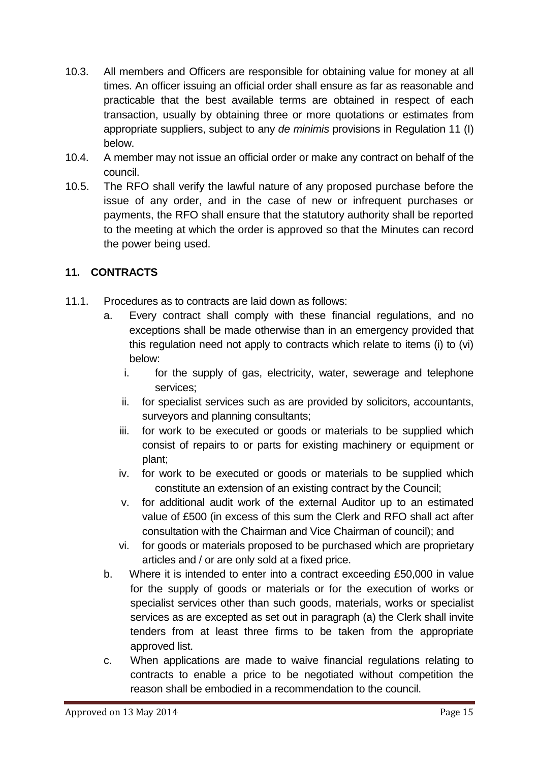10.3. All members and Officers are responsible for obtaining value for money at all times. An officer issuing an official order shall ensure as far as reasonable and practicable that the best available terms are obtained in respect of each transaction, usually by obtaining three or more quotations or estimates from appropriate suppliers, subject to any *de minimis* provisions in Regulation 11 (I) below.

10.4. A member may not issue an official order or make any contract on behalf of the council.

10.5. The RFO shall verify the lawful nature of any proposed purchase before the issue of any order, and in the case of new or infrequent purchases or payments, the RFO shall ensure that the statutory authority shall be reported to the meeting at which the order is approved so that the Minutes can record the power being used.

## 11. CONTRACTS

11.1. Procedures as to contracts are laid down as follows:

a. Every contract shall comply with these financial regulations, and no exceptions shall be made otherwise than in an emergency provided that this regulation need not apply to contracts which relate to items (i) to (vi) below:

   i. for the supply of gas, electricity, water, sewerage and telephone services;

   ii. for specialist services such as are provided by solicitors, accountants, surveyors and planning consultants;

   iii. for work to be executed or goods or materials to be supplied which consist of repairs to or parts for existing machinery or equipment or plant;

   iv. for work to be executed or goods or materials to be supplied which constitute an extension of an existing contract by the Council;

   v. for additional audit work of the external Auditor up to an estimated value of £500 (in excess of this sum the Clerk and RFO shall act after consultation with the Chairman and Vice Chairman of council); and

   vi. for goods or materials proposed to be purchased which are proprietary articles and / or are only sold at a fixed price.

b. Where it is intended to enter into a contract exceeding £50,000 in value for the supply of goods or materials or for the execution of works or specialist services other than such goods, materials, works or specialist services as are excepted as set out in paragraph (a) the Clerk shall invite tenders from at least three firms to be taken from the appropriate approved list.

c. When applications are made to waive financial regulations relating to contracts to enable a price to be negotiated without competition the reason shall be embodied in a recommendation to the council.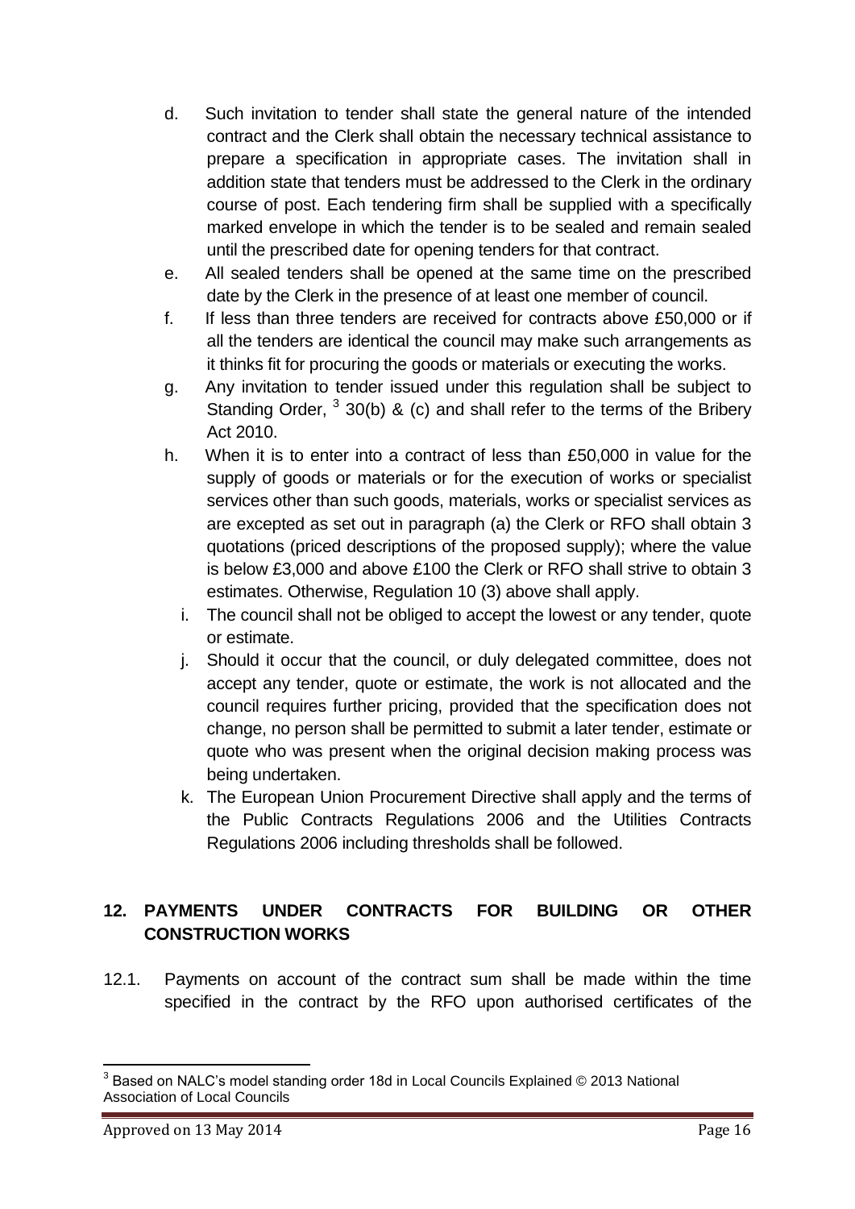d. Such invitation to tender shall state the general nature of the intended contract and the Clerk shall obtain the necessary technical assistance to prepare a specification in appropriate cases. The invitation shall in addition state that tenders must be addressed to the Clerk in the ordinary course of post. Each tendering firm shall be supplied with a specifically marked envelope in which the tender is to be sealed and remain sealed until the prescribed date for opening tenders for that contract.

e. All sealed tenders shall be opened at the same time on the prescribed date by the Clerk in the presence of at least one member of council.

f. If less than three tenders are received for contracts above £50,000 or if all the tenders are identical the council may make such arrangements as it thinks fit for procuring the goods or materials or executing the works.

g. Any invitation to tender issued under this regulation shall be subject to Standing Order, [3] 30(b) & (c) and shall refer to the terms of the Bribery Act 2010.

h. When it is to enter into a contract of less than £50,000 in value for the supply of goods or materials or for the execution of works or specialist services other than such goods, materials, works or specialist services as are excepted as set out in paragraph (a) the Clerk or RFO shall obtain 3 quotations (priced descriptions of the proposed supply); where the value is below £3,000 and above £100 the Clerk or RFO shall strive to obtain 3 estimates. Otherwise, Regulation 10 (3) above shall apply.

i. The council shall not be obliged to accept the lowest or any tender, quote or estimate.

j. Should it occur that the council, or duly delegated committee, does not accept any tender, quote or estimate, the work is not allocated and the council requires further pricing, provided that the specification does not change, no person shall be permitted to submit a later tender, estimate or quote who was present when the original decision making process was being undertaken.

k. The European Union Procurement Directive shall apply and the terms of the Public Contracts Regulations 2006 and the Utilities Contracts Regulations 2006 including thresholds shall be followed.

## 12. PAYMENTS UNDER CONTRACTS FOR BUILDING OR OTHER CONSTRUCTION WORKS

12.1. Payments on account of the contract sum shall be made within the time specified in the contract by the RFO upon authorised certificates of the

---

[3] Based on NALC's model standing order 18d in Local Councils Explained © 2013 National Association of Local Councils

Approved on 13 May 2014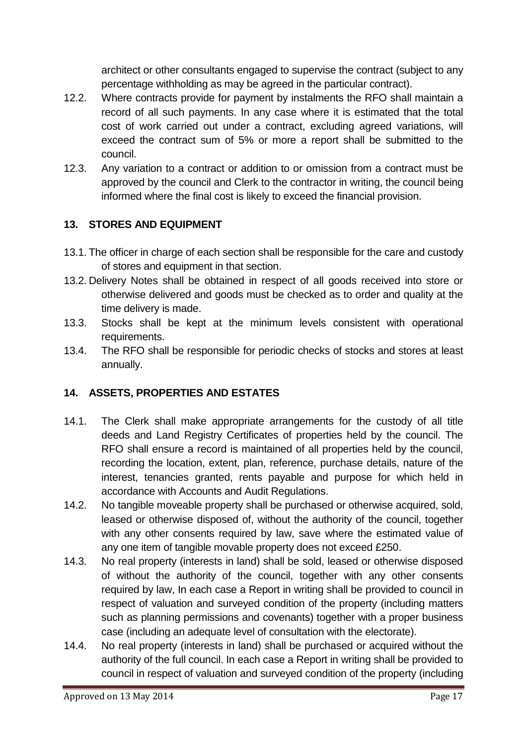architect or other consultants engaged to supervise the contract (subject to any percentage withholding as may be agreed in the particular contract).

12.2. Where contracts provide for payment by instalments the RFO shall maintain a record of all such payments. In any case where it is estimated that the total cost of work carried out under a contract, excluding agreed variations, will exceed the contract sum of 5% or more a report shall be submitted to the council.

12.3. Any variation to a contract or addition to or omission from a contract must be approved by the council and Clerk to the contractor in writing, the council being informed where the final cost is likely to exceed the financial provision.

## 13. STORES AND EQUIPMENT

13.1. The officer in charge of each section shall be responsible for the care and custody of stores and equipment in that section.

13.2. Delivery Notes shall be obtained in respect of all goods received into store or otherwise delivered and goods must be checked as to order and quality at the time delivery is made.

13.3. Stocks shall be kept at the minimum levels consistent with operational requirements.

13.4. The RFO shall be responsible for periodic checks of stocks and stores at least annually.

## 14. ASSETS, PROPERTIES AND ESTATES

14.1. The Clerk shall make appropriate arrangements for the custody of all title deeds and Land Registry Certificates of properties held by the council. The RFO shall ensure a record is maintained of all properties held by the council, recording the location, extent, plan, reference, purchase details, nature of the interest, tenancies granted, rents payable and purpose for which held in accordance with Accounts and Audit Regulations.

14.2. No tangible moveable property shall be purchased or otherwise acquired, sold, leased or otherwise disposed of, without the authority of the council, together with any other consents required by law, save where the estimated value of any one item of tangible movable property does not exceed £250.

14.3. No real property (interests in land) shall be sold, leased or otherwise disposed of without the authority of the council, together with any other consents required by law, In each case a Report in writing shall be provided to council in respect of valuation and surveyed condition of the property (including matters such as planning permissions and covenants) together with a proper business case (including an adequate level of consultation with the electorate).

14.4. No real property (interests in land) shall be purchased or acquired without the authority of the full council. In each case a Report in writing shall be provided to council in respect of valuation and surveyed condition of the property (including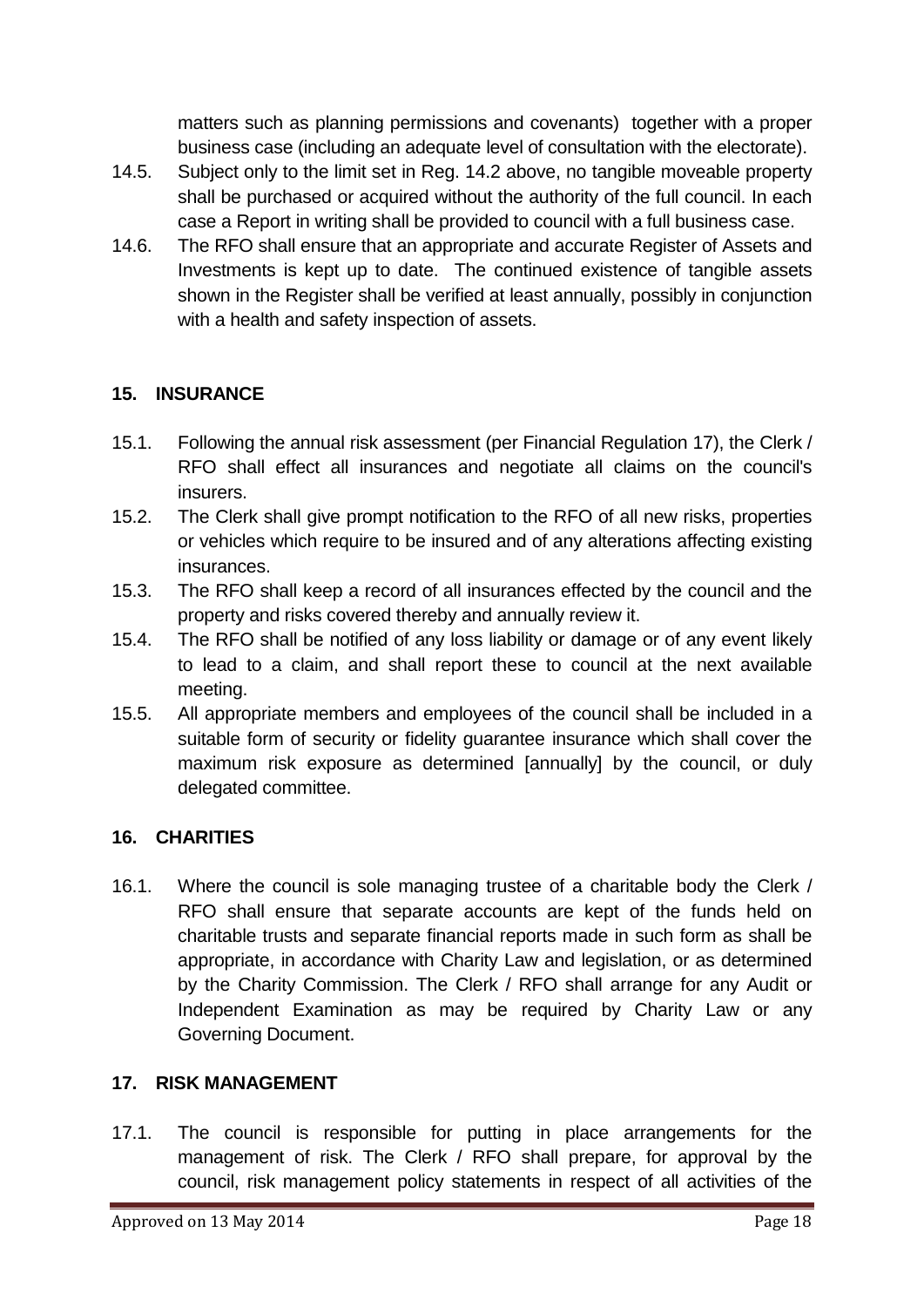matters such as planning permissions and covenants) together with a proper business case (including an adequate level of consultation with the electorate).

14.5. Subject only to the limit set in Reg. 14.2 above, no tangible moveable property shall be purchased or acquired without the authority of the full council. In each case a Report in writing shall be provided to council with a full business case.

14.6. The RFO shall ensure that an appropriate and accurate Register of Assets and Investments is kept up to date. The continued existence of tangible assets shown in the Register shall be verified at least annually, possibly in conjunction with a health and safety inspection of assets.

## 15. INSURANCE

15.1. Following the annual risk assessment (per Financial Regulation 17), the Clerk / RFO shall effect all insurances and negotiate all claims on the council's insurers.

15.2. The Clerk shall give prompt notification to the RFO of all new risks, properties or vehicles which require to be insured and of any alterations affecting existing insurances.

15.3. The RFO shall keep a record of all insurances effected by the council and the property and risks covered thereby and annually review it.

15.4. The RFO shall be notified of any loss liability or damage or of any event likely to lead to a claim, and shall report these to council at the next available meeting.

15.5. All appropriate members and employees of the council shall be included in a suitable form of security or fidelity guarantee insurance which shall cover the maximum risk exposure as determined [annually] by the council, or duly delegated committee.

## 16. CHARITIES

16.1. Where the council is sole managing trustee of a charitable body the Clerk / RFO shall ensure that separate accounts are kept of the funds held on charitable trusts and separate financial reports made in such form as shall be appropriate, in accordance with Charity Law and legislation, or as determined by the Charity Commission. The Clerk / RFO shall arrange for any Audit or Independent Examination as may be required by Charity Law or any Governing Document.

## 17. RISK MANAGEMENT

17.1. The council is responsible for putting in place arrangements for the management of risk. The Clerk / RFO shall prepare, for approval by the council, risk management policy statements in respect of all activities of the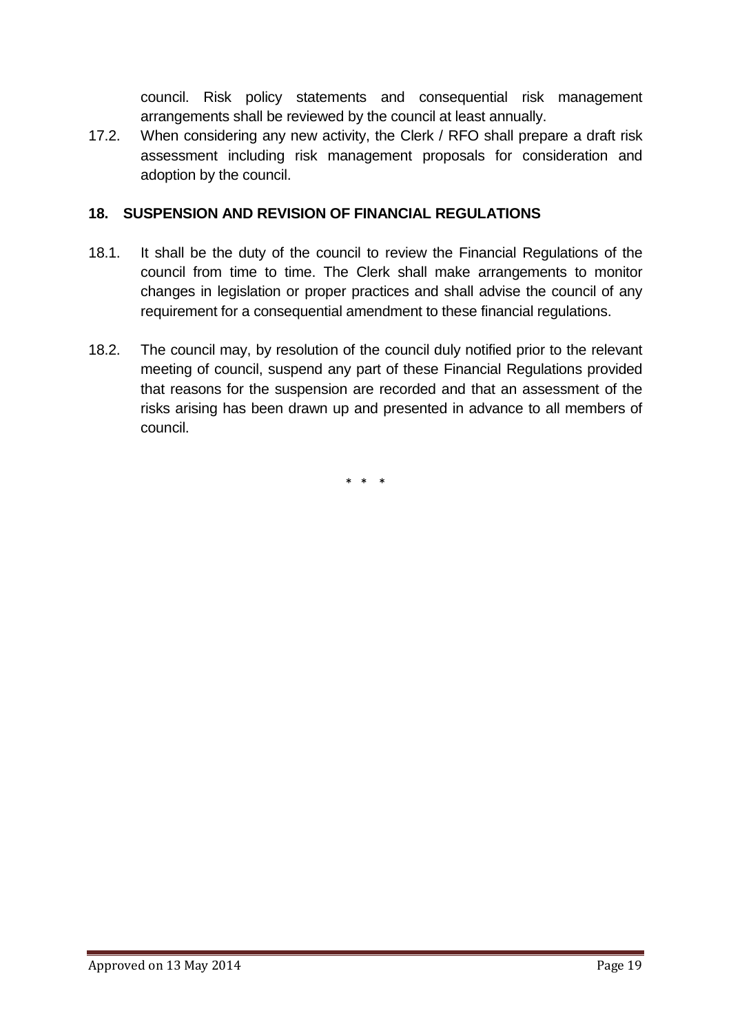council. Risk policy statements and consequential risk management arrangements shall be reviewed by the council at least annually.

17.2. When considering any new activity, the Clerk / RFO shall prepare a draft risk assessment including risk management proposals for consideration and adoption by the council.

## 18. SUSPENSION AND REVISION OF FINANCIAL REGULATIONS

18.1. It shall be the duty of the council to review the Financial Regulations of the council from time to time. The Clerk shall make arrangements to monitor changes in legislation or proper practices and shall advise the council of any requirement for a consequential amendment to these financial regulations.

18.2. The council may, by resolution of the council duly notified prior to the relevant meeting of council, suspend any part of these Financial Regulations provided that reasons for the suspension are recorded and that an assessment of the risks arising has been drawn up and presented in advance to all members of council.

\* \* \*